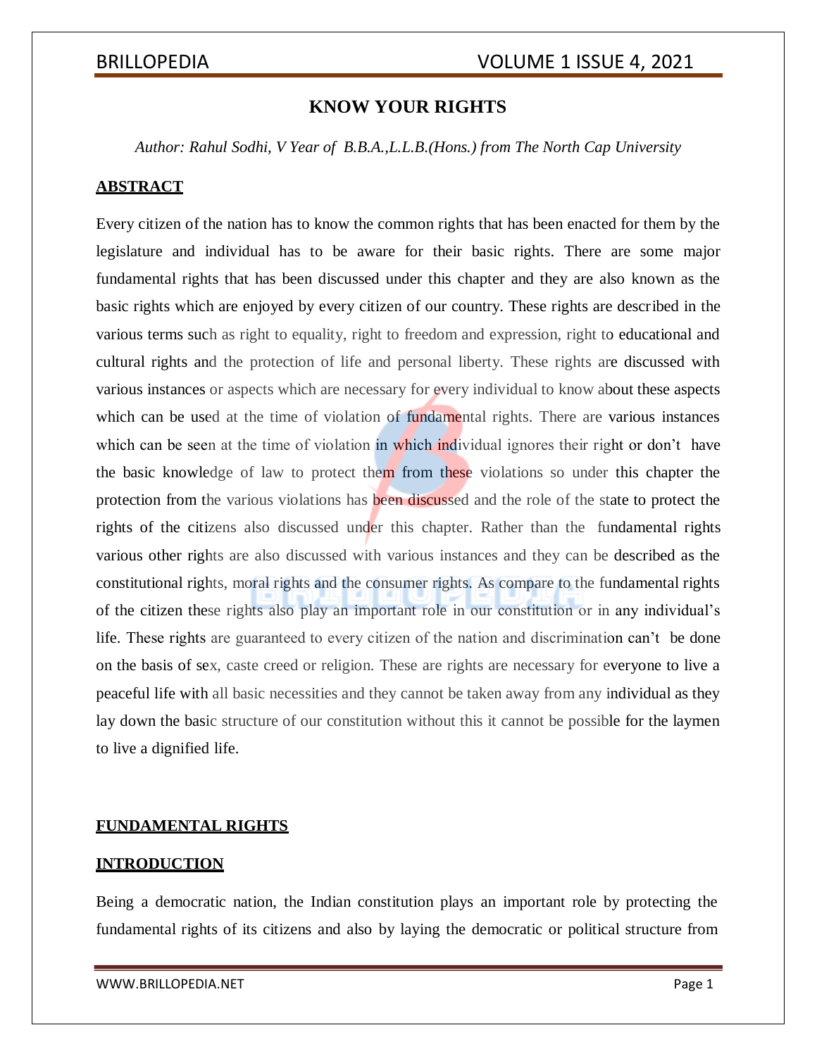# KNOW YOUR RIGHTS

*Author: Rahul Sodhi, V Year of B.B.A.,L.L.B.(Hons.) from The North Cap University*

## ABSTRACT

Every citizen of the nation has to know the common rights that has been enacted for them by the legislature and individual has to be aware for their basic rights. There are some major fundamental rights that has been discussed under this chapter and they are also known as the basic rights which are enjoyed by every citizen of our country. These rights are described in the various terms such as right to equality, right to freedom and expression, right to educational and cultural rights and the protection of life and personal liberty. These rights are discussed with various instances or aspects which are necessary for every individual to know about these aspects which can be used at the time of violation of fundamental rights. There are various instances which can be seen at the time of violation in which individual ignores their right or don't have the basic knowledge of law to protect them from these violations so under this chapter the protection from the various violations has been discussed and the role of the state to protect the rights of the citizens also discussed under this chapter. Rather than the fundamental rights various other rights are also discussed with various instances and they can be described as the constitutional rights, moral rights and the consumer rights. As compare to the fundamental rights of the citizen these rights also play an important role in our constitution or in any individual's life. These rights are guaranteed to every citizen of the nation and discrimination can't be done on the basis of sex, caste creed or religion. These are rights are necessary for everyone to live a peaceful life with all basic necessities and they cannot be taken away from any individual as they lay down the basic structure of our constitution without this it cannot be possible for the laymen to live a dignified life.

## FUNDAMENTAL RIGHTS

## INTRODUCTION

Being a democratic nation, the Indian constitution plays an important role by protecting the fundamental rights of its citizens and also by laying the democratic or political structure from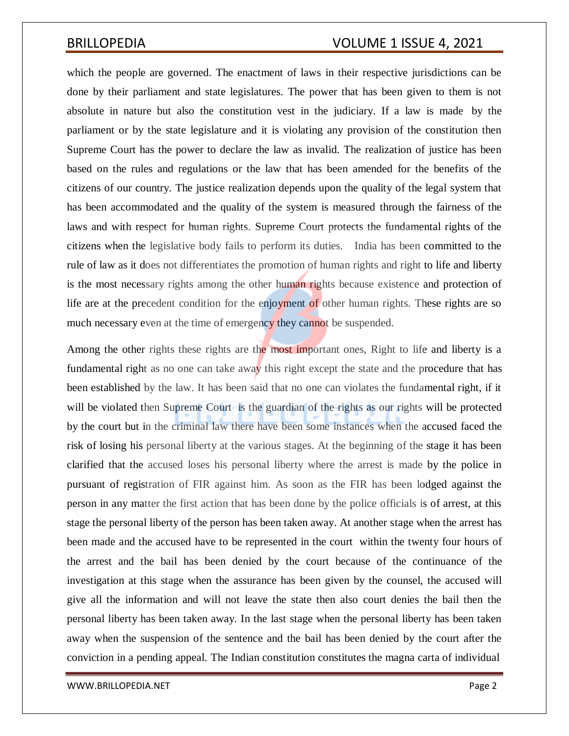which the people are governed. The enactment of laws in their respective jurisdictions can be done by their parliament and state legislatures. The power that has been given to them is not absolute in nature but also the constitution vest in the judiciary. If a law is made by the parliament or by the state legislature and it is violating any provision of the constitution then Supreme Court has the power to declare the law as invalid. The realization of justice has been based on the rules and regulations or the law that has been amended for the benefits of the citizens of our country. The justice realization depends upon the quality of the legal system that has been accommodated and the quality of the system is measured through the fairness of the laws and with respect for human rights. Supreme Court protects the fundamental rights of the citizens when the legislative body fails to perform its duties. India has been committed to the rule of law as it does not differentiates the promotion of human rights and right to life and liberty is the most necessary rights among the other human rights because existence and protection of life are at the precedent condition for the enjoyment of other human rights. These rights are so much necessary even at the time of emergency they cannot be suspended.

Among the other rights these rights are the most important ones, Right to life and liberty is a fundamental right as no one can take away this right except the state and the procedure that has been established by the law. It has been said that no one can violates the fundamental right, if it will be violated then Supreme Court is the guardian of the rights as our rights will be protected by the court but in the criminal law there have been some instances when the accused faced the risk of losing his personal liberty at the various stages. At the beginning of the stage it has been clarified that the accused loses his personal liberty where the arrest is made by the police in pursuant of registration of FIR against him. As soon as the FIR has been lodged against the person in any matter the first action that has been done by the police officials is of arrest, at this stage the personal liberty of the person has been taken away. At another stage when the arrest has been made and the accused have to be represented in the court within the twenty four hours of the arrest and the bail has been denied by the court because of the continuance of the investigation at this stage when the assurance has been given by the counsel, the accused will give all the information and will not leave the state then also court denies the bail then the personal liberty has been taken away. In the last stage when the personal liberty has been taken away when the suspension of the sentence and the bail has been denied by the court after the conviction in a pending appeal. The Indian constitution constitutes the magna carta of individual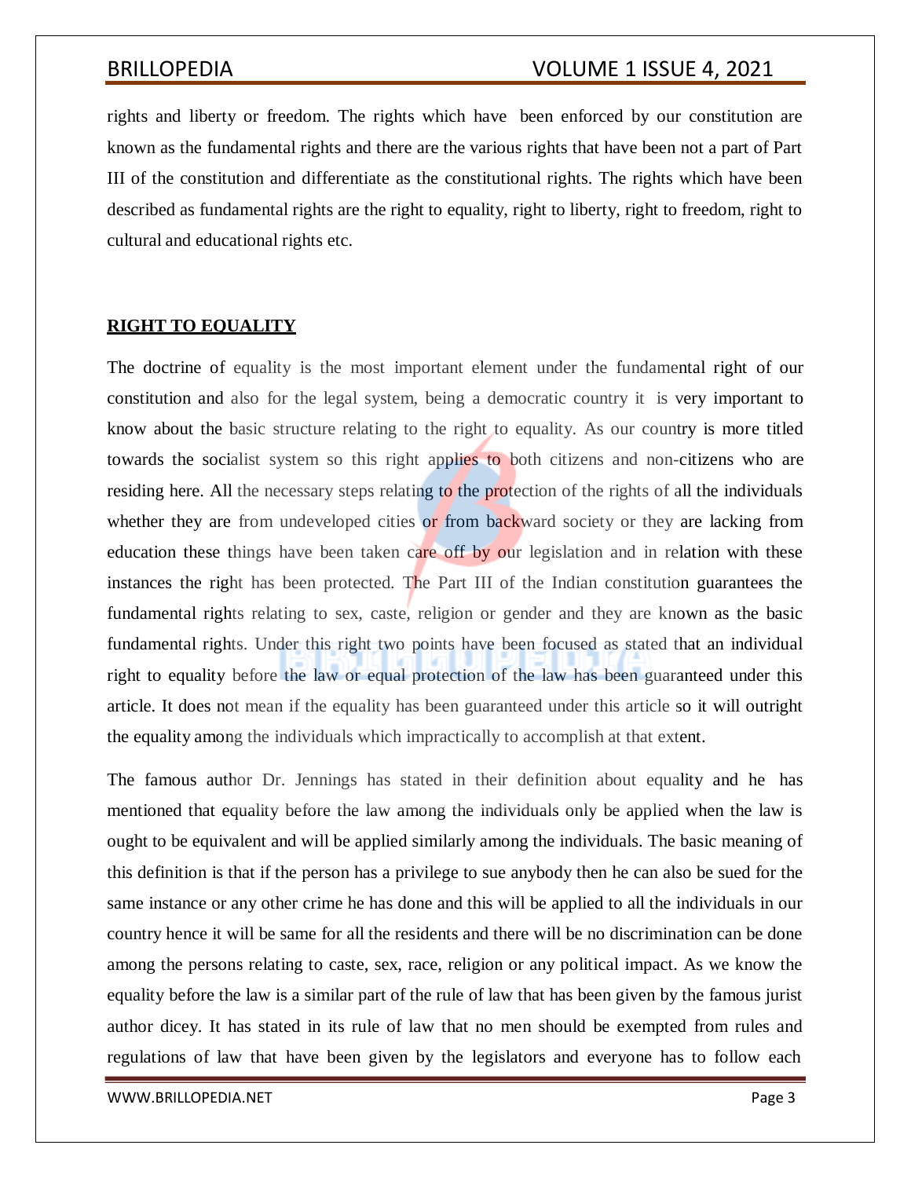rights and liberty or freedom. The rights which have been enforced by our constitution are known as the fundamental rights and there are the various rights that have been not a part of Part III of the constitution and differentiate as the constitutional rights. The rights which have been described as fundamental rights are the right to equality, right to liberty, right to freedom, right to cultural and educational rights etc.

## RIGHT TO EQUALITY

The doctrine of equality is the most important element under the fundamental right of our constitution and also for the legal system, being a democratic country it is very important to know about the basic structure relating to the right to equality. As our country is more titled towards the socialist system so this right applies to both citizens and non-citizens who are residing here. All the necessary steps relating to the protection of the rights of all the individuals whether they are from undeveloped cities or from backward society or they are lacking from education these things have been taken care off by our legislation and in relation with these instances the right has been protected. The Part III of the Indian constitution guarantees the fundamental rights relating to sex, caste, religion or gender and they are known as the basic fundamental rights. Under this right two points have been focused as stated that an individual right to equality before the law or equal protection of the law has been guaranteed under this article. It does not mean if the equality has been guaranteed under this article so it will outright the equality among the individuals which impractically to accomplish at that extent.

The famous author Dr. Jennings has stated in their definition about equality and he has mentioned that equality before the law among the individuals only be applied when the law is ought to be equivalent and will be applied similarly among the individuals. The basic meaning of this definition is that if the person has a privilege to sue anybody then he can also be sued for the same instance or any other crime he has done and this will be applied to all the individuals in our country hence it will be same for all the residents and there will be no discrimination can be done among the persons relating to caste, sex, race, religion or any political impact. As we know the equality before the law is a similar part of the rule of law that has been given by the famous jurist author dicey. It has stated in its rule of law that no men should be exempted from rules and regulations of law that have been given by the legislators and everyone has to follow each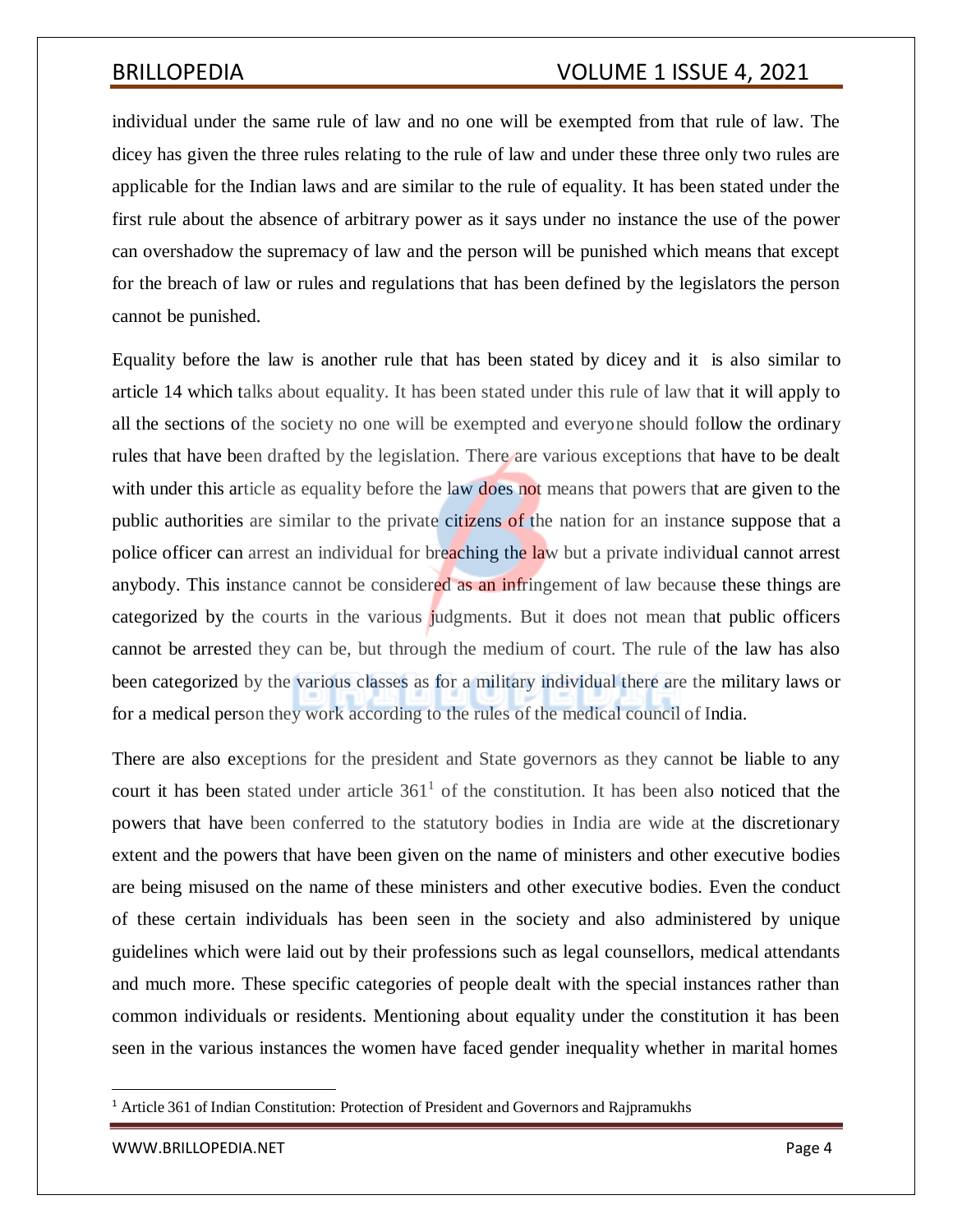individual under the same rule of law and no one will be exempted from that rule of law. The dicey has given the three rules relating to the rule of law and under these three only two rules are applicable for the Indian laws and are similar to the rule of equality. It has been stated under the first rule about the absence of arbitrary power as it says under no instance the use of the power can overshadow the supremacy of law and the person will be punished which means that except for the breach of law or rules and regulations that has been defined by the legislators the person cannot be punished.

Equality before the law is another rule that has been stated by dicey and it is also similar to article 14 which talks about equality. It has been stated under this rule of law that it will apply to all the sections of the society no one will be exempted and everyone should follow the ordinary rules that have been drafted by the legislation. There are various exceptions that have to be dealt with under this article as equality before the law does not means that powers that are given to the public authorities are similar to the private citizens of the nation for an instance suppose that a police officer can arrest an individual for breaching the law but a private individual cannot arrest anybody. This instance cannot be considered as an infringement of law because these things are categorized by the courts in the various judgments. But it does not mean that public officers cannot be arrested they can be, but through the medium of court. The rule of the law has also been categorized by the various classes as for a military individual there are the military laws or for a medical person they work according to the rules of the medical council of India.

There are also exceptions for the president and State governors as they cannot be liable to any court it has been stated under article 361[1] of the constitution. It has been also noticed that the powers that have been conferred to the statutory bodies in India are wide at the discretionary extent and the powers that have been given on the name of ministers and other executive bodies are being misused on the name of these ministers and other executive bodies. Even the conduct of these certain individuals has been seen in the society and also administered by unique guidelines which were laid out by their professions such as legal counsellors, medical attendants and much more. These specific categories of people dealt with the special instances rather than common individuals or residents. Mentioning about equality under the constitution it has been seen in the various instances the women have faced gender inequality whether in marital homes

---

[1] Article 361 of Indian Constitution: Protection of President and Governors and Rajpramukhs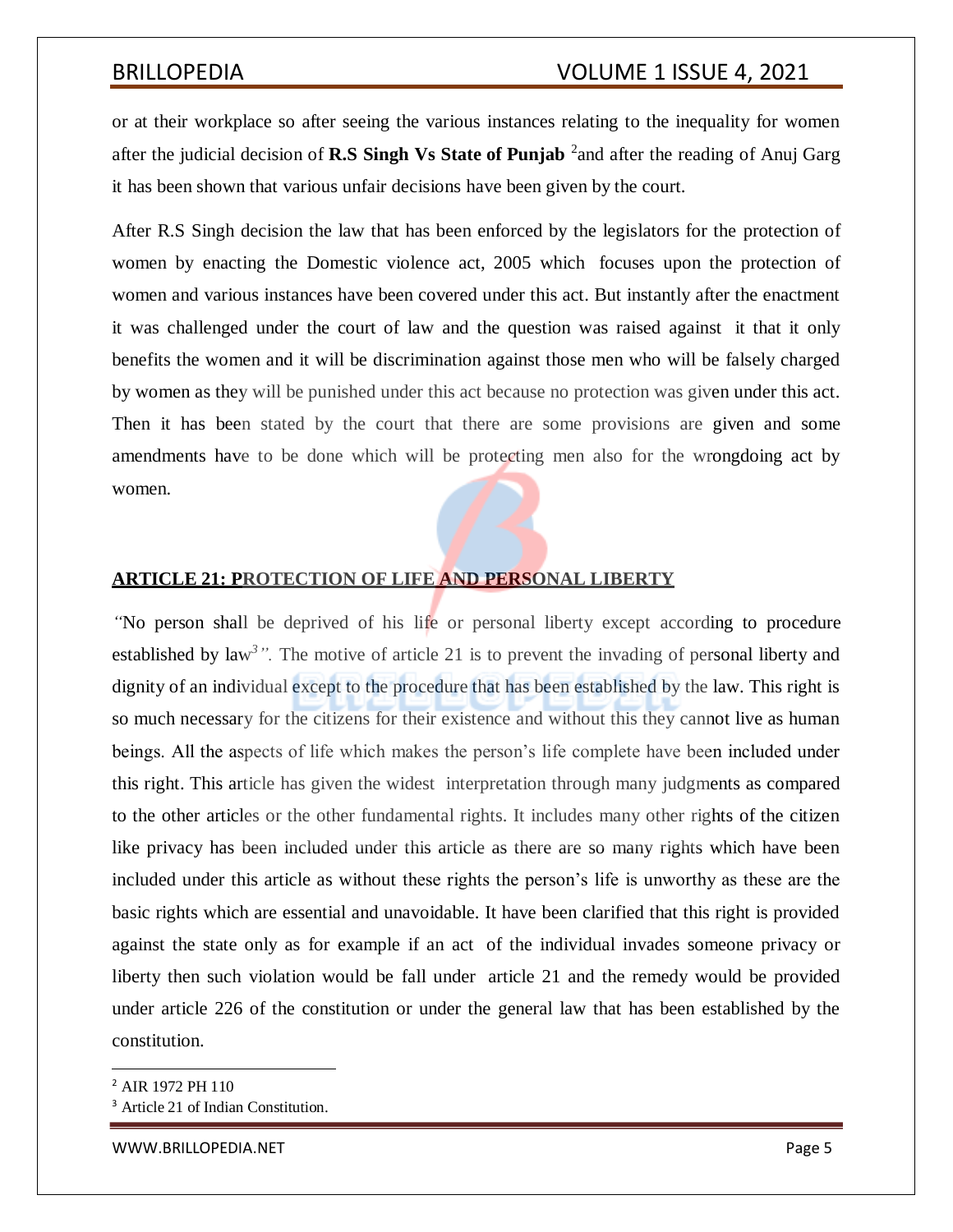or at their workplace so after seeing the various instances relating to the inequality for women after the judicial decision of **R.S Singh Vs State of Punjab** [2]and after the reading of Anuj Garg it has been shown that various unfair decisions have been given by the court.

After R.S Singh decision the law that has been enforced by the legislators for the protection of women by enacting the Domestic violence act, 2005 which focuses upon the protection of women and various instances have been covered under this act. But instantly after the enactment it was challenged under the court of law and the question was raised against it that it only benefits the women and it will be discrimination against those men who will be falsely charged by women as they will be punished under this act because no protection was given under this act. Then it has been stated by the court that there are some provisions are given and some amendments have to be done which will be protecting men also for the wrongdoing act by women.

## ARTICLE 21: PROTECTION OF LIFE AND PERSONAL LIBERTY

*"*No person shall be deprived of his life or personal liberty except according to procedure established by law[3]*"*. The motive of article 21 is to prevent the invading of personal liberty and dignity of an individual except to the procedure that has been established by the law. This right is so much necessary for the citizens for their existence and without this they cannot live as human beings. All the aspects of life which makes the person's life complete have been included under this right. This article has given the widest interpretation through many judgments as compared to the other articles or the other fundamental rights. It includes many other rights of the citizen like privacy has been included under this article as there are so many rights which have been included under this article as without these rights the person's life is unworthy as these are the basic rights which are essential and unavoidable. It have been clarified that this right is provided against the state only as for example if an act of the individual invades someone privacy or liberty then such violation would be fall under article 21 and the remedy would be provided under article 226 of the constitution or under the general law that has been established by the constitution.

---

[2] AIR 1972 PH 110

[3] Article 21 of Indian Constitution.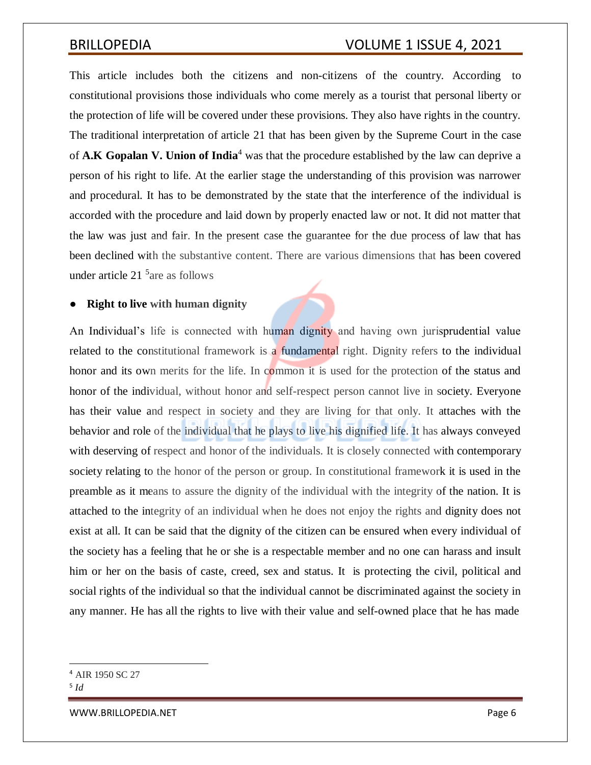This article includes both the citizens and non-citizens of the country. According to constitutional provisions those individuals who come merely as a tourist that personal liberty or the protection of life will be covered under these provisions. They also have rights in the country. The traditional interpretation of article 21 that has been given by the Supreme Court in the case of **A.K Gopalan V. Union of India**[4] was that the procedure established by the law can deprive a person of his right to life. At the earlier stage the understanding of this provision was narrower and procedural. It has to be demonstrated by the state that the interference of the individual is accorded with the procedure and laid down by properly enacted law or not. It did not matter that the law was just and fair. In the present case the guarantee for the due process of law that has been declined with the substantive content. There are various dimensions that has been covered under article 21 [5]are as follows

- **Right to live with human dignity**

An Individual's life is connected with human dignity and having own jurisprudential value related to the constitutional framework is a fundamental right. Dignity refers to the individual honor and its own merits for the life. In common it is used for the protection of the status and honor of the individual, without honor and self-respect person cannot live in society. Everyone has their value and respect in society and they are living for that only. It attaches with the behavior and role of the individual that he plays to live his dignified life. It has always conveyed with deserving of respect and honor of the individuals. It is closely connected with contemporary society relating to the honor of the person or group. In constitutional framework it is used in the preamble as it means to assure the dignity of the individual with the integrity of the nation. It is attached to the integrity of an individual when he does not enjoy the rights and dignity does not exist at all. It can be said that the dignity of the citizen can be ensured when every individual of the society has a feeling that he or she is a respectable member and no one can harass and insult him or her on the basis of caste, creed, sex and status. It is protecting the civil, political and social rights of the individual so that the individual cannot be discriminated against the society in any manner. He has all the rights to live with their value and self-owned place that he has made

---

[4] AIR 1950 SC 27

[5] *Id*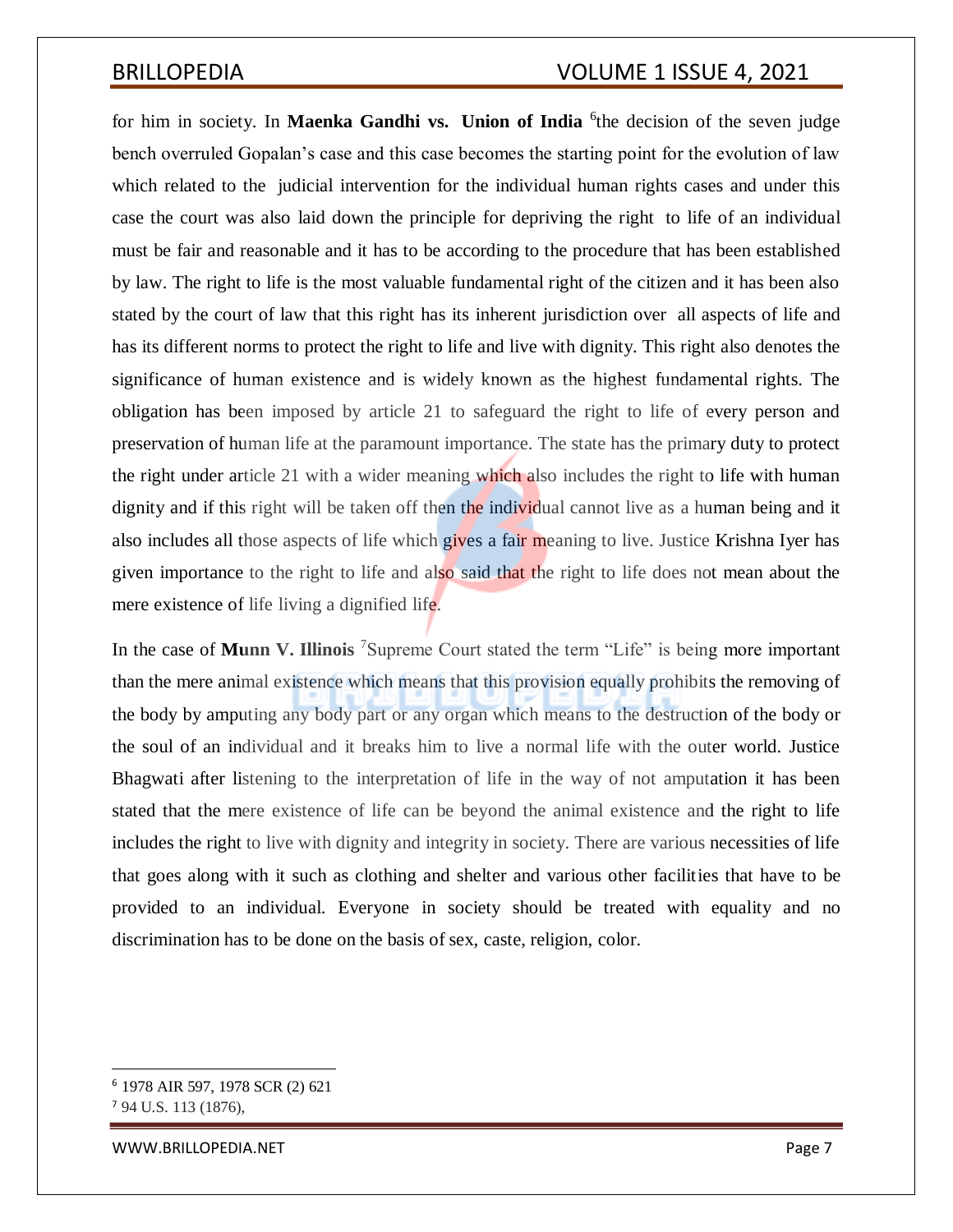for him in society. In **Maenka Gandhi vs. Union of India** [6]the decision of the seven judge bench overruled Gopalan's case and this case becomes the starting point for the evolution of law which related to the judicial intervention for the individual human rights cases and under this case the court was also laid down the principle for depriving the right to life of an individual must be fair and reasonable and it has to be according to the procedure that has been established by law. The right to life is the most valuable fundamental right of the citizen and it has been also stated by the court of law that this right has its inherent jurisdiction over all aspects of life and has its different norms to protect the right to life and live with dignity. This right also denotes the significance of human existence and is widely known as the highest fundamental rights. The obligation has been imposed by article 21 to safeguard the right to life of every person and preservation of human life at the paramount importance. The state has the primary duty to protect the right under article 21 with a wider meaning which also includes the right to life with human dignity and if this right will be taken off then the individual cannot live as a human being and it also includes all those aspects of life which gives a fair meaning to live. Justice Krishna Iyer has given importance to the right to life and also said that the right to life does not mean about the mere existence of life living a dignified life.

In the case of **Munn V. Illinois** [7]Supreme Court stated the term "Life" is being more important than the mere animal existence which means that this provision equally prohibits the removing of the body by amputing any body part or any organ which means to the destruction of the body or the soul of an individual and it breaks him to live a normal life with the outer world. Justice Bhagwati after listening to the interpretation of life in the way of not amputation it has been stated that the mere existence of life can be beyond the animal existence and the right to life includes the right to live with dignity and integrity in society. There are various necessities of life that goes along with it such as clothing and shelter and various other facilities that have to be provided to an individual. Everyone in society should be treated with equality and no discrimination has to be done on the basis of sex, caste, religion, color.

---

[6] 1978 AIR 597, 1978 SCR (2) 621

[7] 94 U.S. 113 (1876),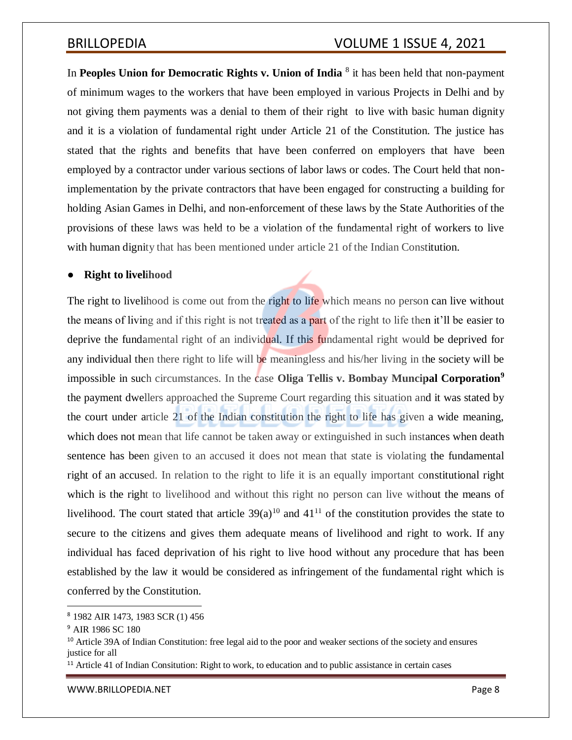In **Peoples Union for Democratic Rights v. Union of India** [8] it has been held that non-payment of minimum wages to the workers that have been employed in various Projects in Delhi and by not giving them payments was a denial to them of their right to live with basic human dignity and it is a violation of fundamental right under Article 21 of the Constitution. The justice has stated that the rights and benefits that have been conferred on employers that have been employed by a contractor under various sections of labor laws or codes. The Court held that non-implementation by the private contractors that have been engaged for constructing a building for holding Asian Games in Delhi, and non-enforcement of these laws by the State Authorities of the provisions of these laws was held to be a violation of the fundamental right of workers to live with human dignity that has been mentioned under article 21 of the Indian Constitution.

- **Right to livelihood**

The right to livelihood is come out from the right to life which means no person can live without the means of living and if this right is not treated as a part of the right to life then it'll be easier to deprive the fundamental right of an individual. If this fundamental right would be deprived for any individual then there right to life will be meaningless and his/her living in the society will be impossible in such circumstances. In the case **Oliga Tellis v. Bombay Muncipal Corporation**[9] the payment dwellers approached the Supreme Court regarding this situation and it was stated by the court under article 21 of the Indian constitution the right to life has given a wide meaning, which does not mean that life cannot be taken away or extinguished in such instances when death sentence has been given to an accused it does not mean that state is violating the fundamental right of an accused. In relation to the right to life it is an equally important constitutional right which is the right to livelihood and without this right no person can live without the means of livelihood. The court stated that article 39(a)[10] and 41[11] of the constitution provides the state to secure to the citizens and gives them adequate means of livelihood and right to work. If any individual has faced deprivation of his right to live hood without any procedure that has been established by the law it would be considered as infringement of the fundamental right which is conferred by the Constitution.

---

[8] 1982 AIR 1473, 1983 SCR (1) 456

[9] AIR 1986 SC 180

[10] Article 39A of Indian Constitution: free legal aid to the poor and weaker sections of the society and ensures justice for all

[11] Article 41 of Indian Consitution: Right to work, to education and to public assistance in certain cases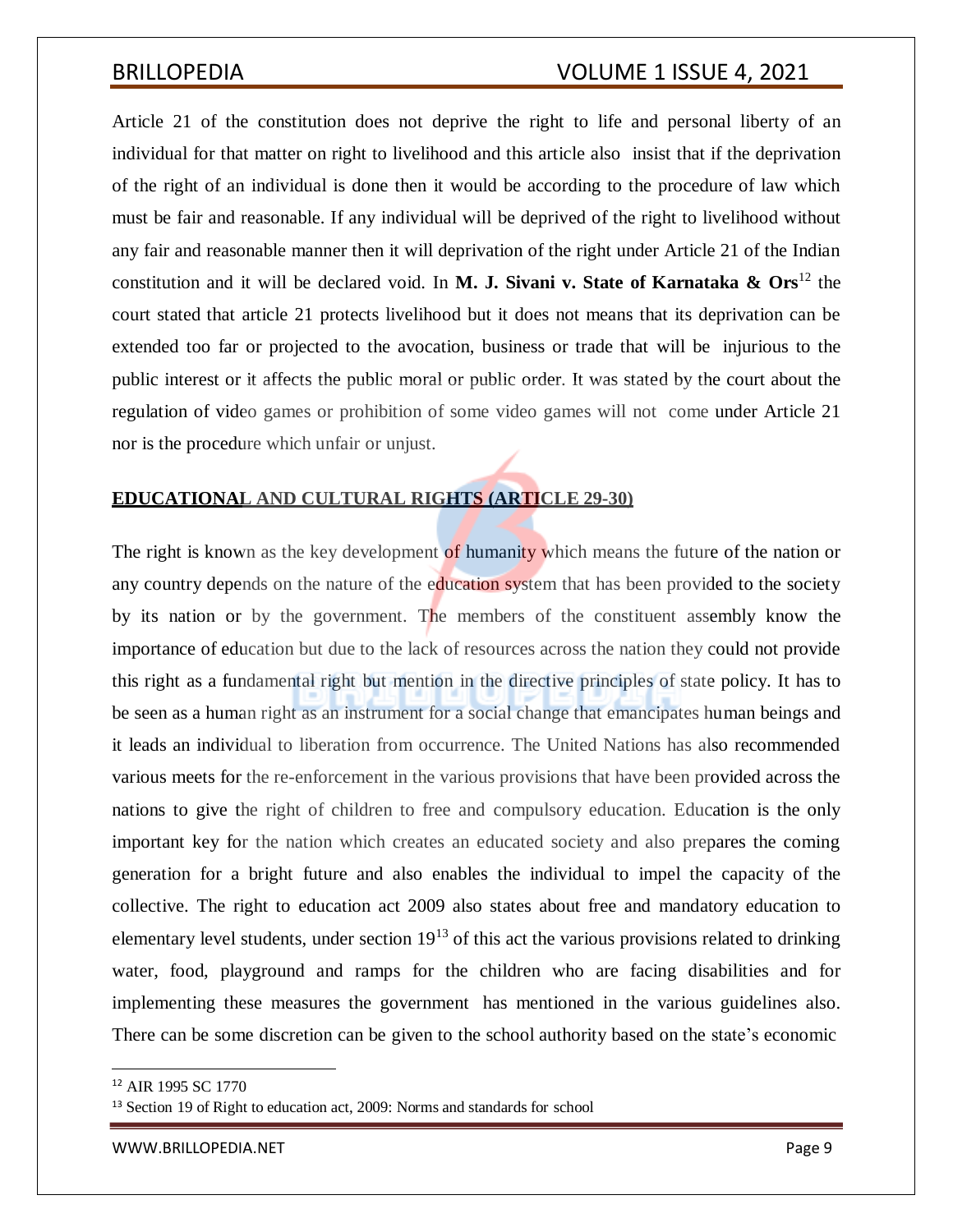Article 21 of the constitution does not deprive the right to life and personal liberty of an individual for that matter on right to livelihood and this article also insist that if the deprivation of the right of an individual is done then it would be according to the procedure of law which must be fair and reasonable. If any individual will be deprived of the right to livelihood without any fair and reasonable manner then it will deprivation of the right under Article 21 of the Indian constitution and it will be declared void. In **M. J. Sivani v. State of Karnataka & Ors**[12] the court stated that article 21 protects livelihood but it does not means that its deprivation can be extended too far or projected to the avocation, business or trade that will be injurious to the public interest or it affects the public moral or public order. It was stated by the court about the regulation of video games or prohibition of some video games will not come under Article 21 nor is the procedure which unfair or unjust.

## EDUCATIONAL AND CULTURAL RIGHTS (ARTICLE 29-30)

The right is known as the key development of humanity which means the future of the nation or any country depends on the nature of the education system that has been provided to the society by its nation or by the government. The members of the constituent assembly know the importance of education but due to the lack of resources across the nation they could not provide this right as a fundamental right but mention in the directive principles of state policy. It has to be seen as a human right as an instrument for a social change that emancipates human beings and it leads an individual to liberation from occurrence. The United Nations has also recommended various meets for the re-enforcement in the various provisions that have been provided across the nations to give the right of children to free and compulsory education. Education is the only important key for the nation which creates an educated society and also prepares the coming generation for a bright future and also enables the individual to impel the capacity of the collective. The right to education act 2009 also states about free and mandatory education to elementary level students, under section 19[13] of this act the various provisions related to drinking water, food, playground and ramps for the children who are facing disabilities and for implementing these measures the government has mentioned in the various guidelines also. There can be some discretion can be given to the school authority based on the state's economic

---

[12] AIR 1995 SC 1770

[13] Section 19 of Right to education act, 2009: Norms and standards for school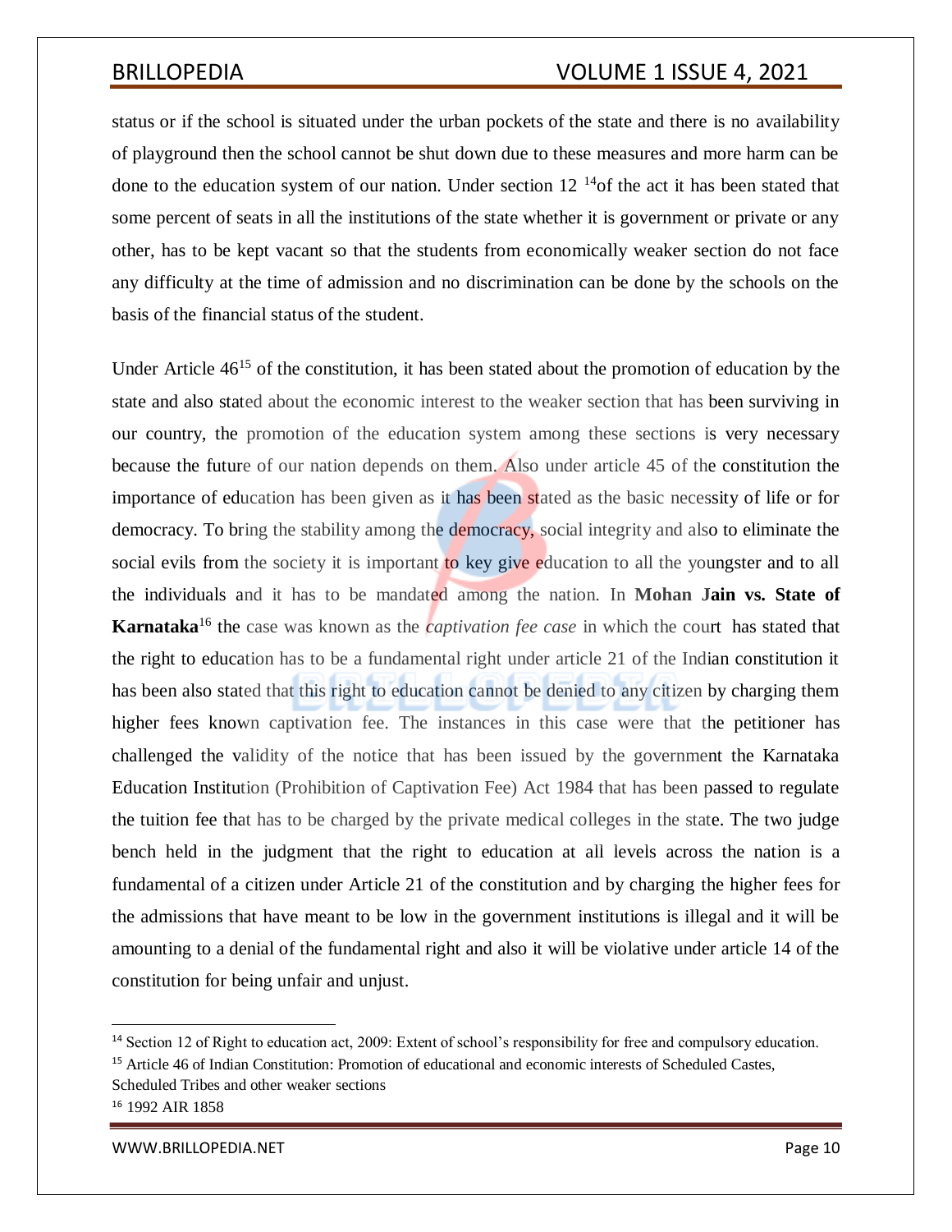status or if the school is situated under the urban pockets of the state and there is no availability of playground then the school cannot be shut down due to these measures and more harm can be done to the education system of our nation. Under section 12 [14]of the act it has been stated that some percent of seats in all the institutions of the state whether it is government or private or any other, has to be kept vacant so that the students from economically weaker section do not face any difficulty at the time of admission and no discrimination can be done by the schools on the basis of the financial status of the student.

Under Article 46[15] of the constitution, it has been stated about the promotion of education by the state and also stated about the economic interest to the weaker section that has been surviving in our country, the promotion of the education system among these sections is very necessary because the future of our nation depends on them. Also under article 45 of the constitution the importance of education has been given as it has been stated as the basic necessity of life or for democracy. To bring the stability among the democracy, social integrity and also to eliminate the social evils from the society it is important to key give education to all the youngster and to all the individuals and it has to be mandated among the nation. In **Mohan Jain vs. State of Karnataka**[16] the case was known as the *captivation fee case* in which the court has stated that the right to education has to be a fundamental right under article 21 of the Indian constitution it has been also stated that this right to education cannot be denied to any citizen by charging them higher fees known captivation fee. The instances in this case were that the petitioner has challenged the validity of the notice that has been issued by the government the Karnataka Education Institution (Prohibition of Captivation Fee) Act 1984 that has been passed to regulate the tuition fee that has to be charged by the private medical colleges in the state. The two judge bench held in the judgment that the right to education at all levels across the nation is a fundamental of a citizen under Article 21 of the constitution and by charging the higher fees for the admissions that have meant to be low in the government institutions is illegal and it will be amounting to a denial of the fundamental right and also it will be violative under article 14 of the constitution for being unfair and unjust.

---

[14] Section 12 of Right to education act, 2009: Extent of school's responsibility for free and compulsory education.

[15] Article 46 of Indian Constitution: Promotion of educational and economic interests of Scheduled Castes, Scheduled Tribes and other weaker sections

[16] 1992 AIR 1858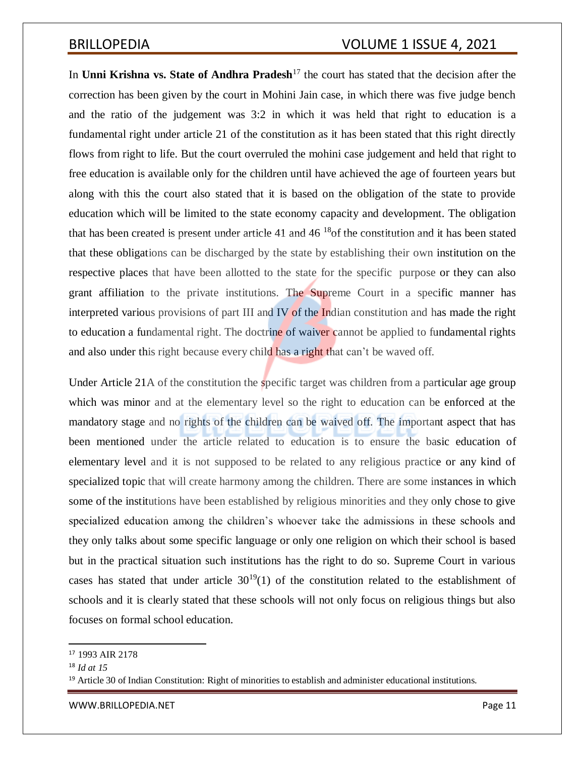In **Unni Krishna vs. State of Andhra Pradesh**[17] the court has stated that the decision after the correction has been given by the court in Mohini Jain case, in which there was five judge bench and the ratio of the judgement was 3:2 in which it was held that right to education is a fundamental right under article 21 of the constitution as it has been stated that this right directly flows from right to life. But the court overruled the mohini case judgement and held that right to free education is available only for the children until have achieved the age of fourteen years but along with this the court also stated that it is based on the obligation of the state to provide education which will be limited to the state economy capacity and development. The obligation that has been created is present under article 41 and 46 [18]of the constitution and it has been stated that these obligations can be discharged by the state by establishing their own institution on the respective places that have been allotted to the state for the specific purpose or they can also grant affiliation to the private institutions. The Supreme Court in a specific manner has interpreted various provisions of part III and IV of the Indian constitution and has made the right to education a fundamental right. The doctrine of waiver cannot be applied to fundamental rights and also under this right because every child has a right that can't be waved off.

Under Article 21A of the constitution the specific target was children from a particular age group which was minor and at the elementary level so the right to education can be enforced at the mandatory stage and no rights of the children can be waived off. The important aspect that has been mentioned under the article related to education is to ensure the basic education of elementary level and it is not supposed to be related to any religious practice or any kind of specialized topic that will create harmony among the children. There are some instances in which some of the institutions have been established by religious minorities and they only chose to give specialized education among the children's whoever take the admissions in these schools and they only talks about some specific language or only one religion on which their school is based but in the practical situation such institutions has the right to do so. Supreme Court in various cases has stated that under article 30[19](1) of the constitution related to the establishment of schools and it is clearly stated that these schools will not only focus on religious things but also focuses on formal school education.

---

[17] 1993 AIR 2178

[18] *Id at 15*

[19] Article 30 of Indian Constitution: Right of minorities to establish and administer educational institutions.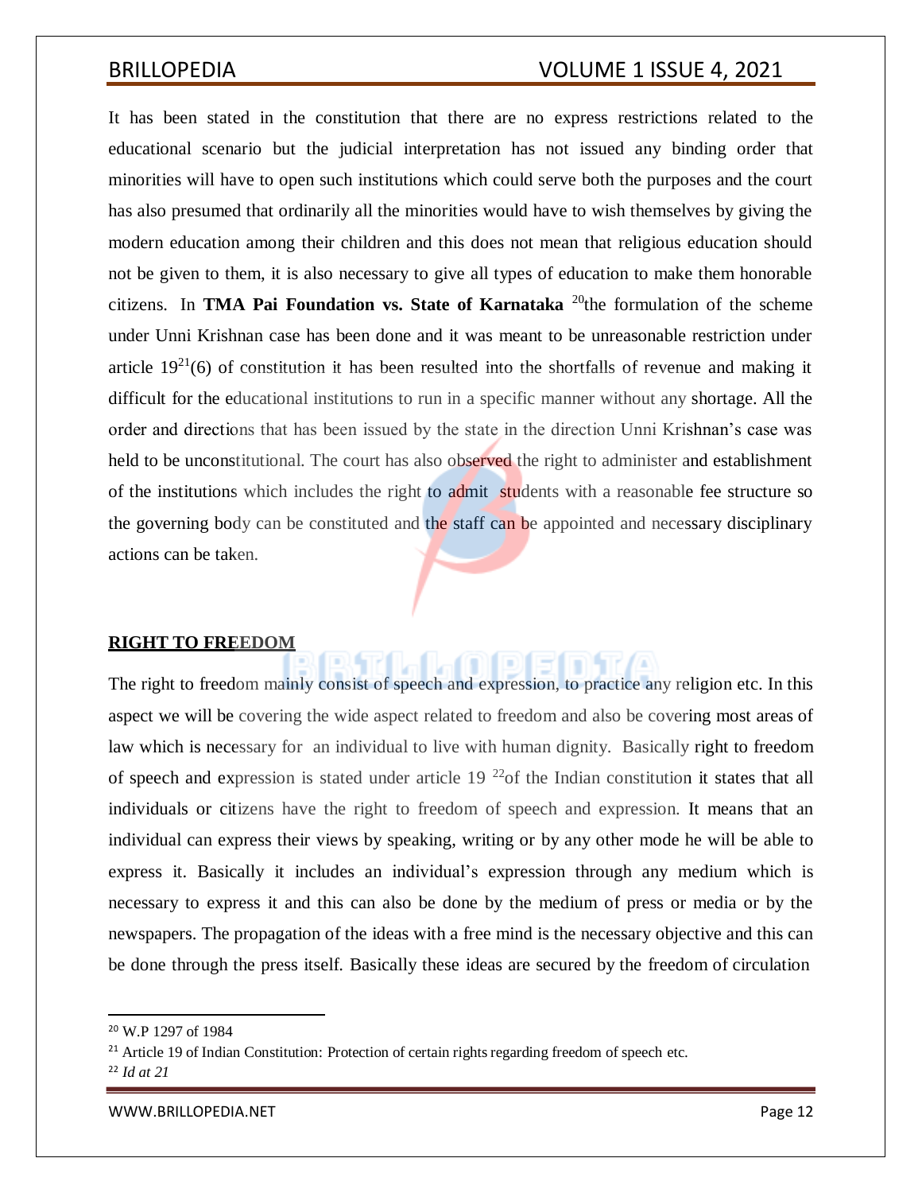It has been stated in the constitution that there are no express restrictions related to the educational scenario but the judicial interpretation has not issued any binding order that minorities will have to open such institutions which could serve both the purposes and the court has also presumed that ordinarily all the minorities would have to wish themselves by giving the modern education among their children and this does not mean that religious education should not be given to them, it is also necessary to give all types of education to make them honorable citizens. In **TMA Pai Foundation vs. State of Karnataka** [20]the formulation of the scheme under Unni Krishnan case has been done and it was meant to be unreasonable restriction under article 19[21](6) of constitution it has been resulted into the shortfalls of revenue and making it difficult for the educational institutions to run in a specific manner without any shortage. All the order and directions that has been issued by the state in the direction Unni Krishnan's case was held to be unconstitutional. The court has also observed the right to administer and establishment of the institutions which includes the right to admit students with a reasonable fee structure so the governing body can be constituted and the staff can be appointed and necessary disciplinary actions can be taken.

## RIGHT TO FREEDOM

The right to freedom mainly consist of speech and expression, to practice any religion etc. In this aspect we will be covering the wide aspect related to freedom and also be covering most areas of law which is necessary for an individual to live with human dignity. Basically right to freedom of speech and expression is stated under article 19 [22]of the Indian constitution it states that all individuals or citizens have the right to freedom of speech and expression. It means that an individual can express their views by speaking, writing or by any other mode he will be able to express it. Basically it includes an individual's expression through any medium which is necessary to express it and this can also be done by the medium of press or media or by the newspapers. The propagation of the ideas with a free mind is the necessary objective and this can be done through the press itself. Basically these ideas are secured by the freedom of circulation

---

[20] W.P 1297 of 1984

[21] Article 19 of Indian Constitution: Protection of certain rights regarding freedom of speech etc.

[22] *Id at 21*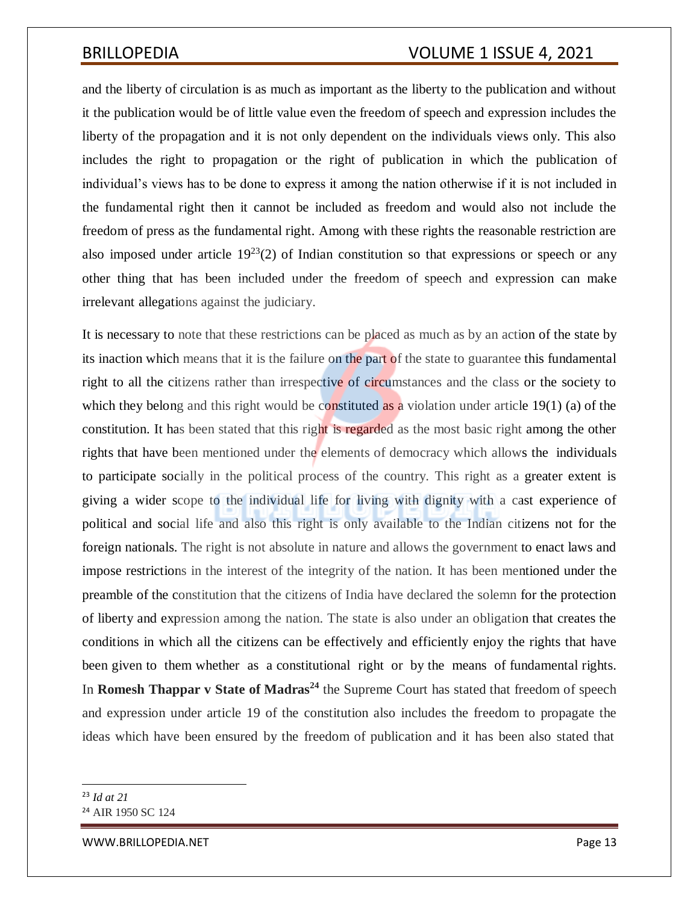and the liberty of circulation is as much as important as the liberty to the publication and without it the publication would be of little value even the freedom of speech and expression includes the liberty of the propagation and it is not only dependent on the individuals views only. This also includes the right to propagation or the right of publication in which the publication of individual's views has to be done to express it among the nation otherwise if it is not included in the fundamental right then it cannot be included as freedom and would also not include the freedom of press as the fundamental right. Among with these rights the reasonable restriction are also imposed under article 19[23](2) of Indian constitution so that expressions or speech or any other thing that has been included under the freedom of speech and expression can make irrelevant allegations against the judiciary.

It is necessary to note that these restrictions can be placed as much as by an action of the state by its inaction which means that it is the failure on the part of the state to guarantee this fundamental right to all the citizens rather than irrespective of circumstances and the class or the society to which they belong and this right would be constituted as a violation under article 19(1) (a) of the constitution. It has been stated that this right is regarded as the most basic right among the other rights that have been mentioned under the elements of democracy which allows the individuals to participate socially in the political process of the country. This right as a greater extent is giving a wider scope to the individual life for living with dignity with a cast experience of political and social life and also this right is only available to the Indian citizens not for the foreign nationals. The right is not absolute in nature and allows the government to enact laws and impose restrictions in the interest of the integrity of the nation. It has been mentioned under the preamble of the constitution that the citizens of India have declared the solemn for the protection of liberty and expression among the nation. The state is also under an obligation that creates the conditions in which all the citizens can be effectively and efficiently enjoy the rights that have been given to them whether as a constitutional right or by the means of fundamental rights. In **Romesh Thappar v State of Madras**[24] the Supreme Court has stated that freedom of speech and expression under article 19 of the constitution also includes the freedom to propagate the ideas which have been ensured by the freedom of publication and it has been also stated that

---

[23] *Id at 21*

[24] AIR 1950 SC 124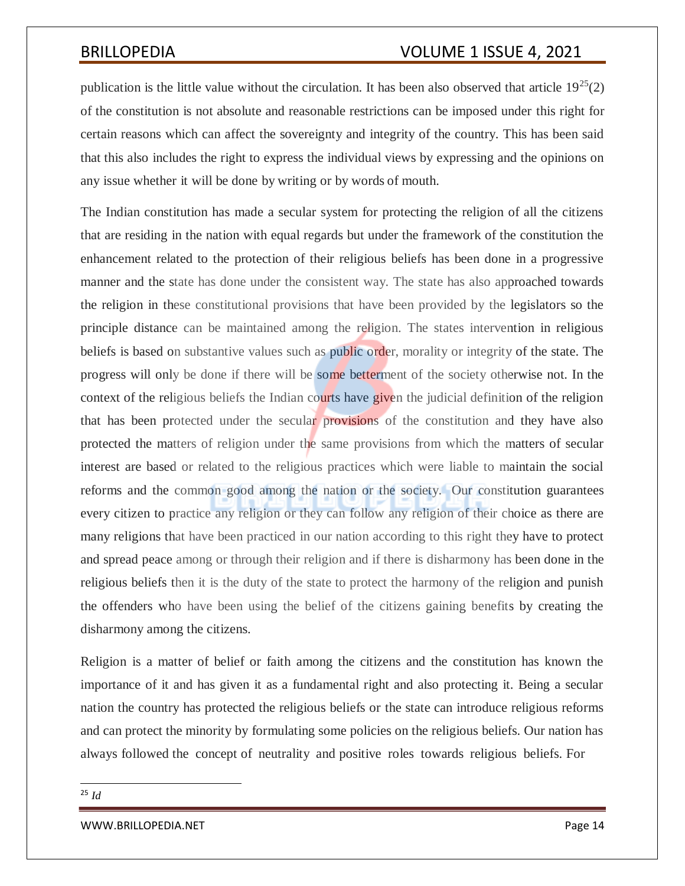publication is the little value without the circulation. It has been also observed that article 19[25](2) of the constitution is not absolute and reasonable restrictions can be imposed under this right for certain reasons which can affect the sovereignty and integrity of the country. This has been said that this also includes the right to express the individual views by expressing and the opinions on any issue whether it will be done by writing or by words of mouth.

The Indian constitution has made a secular system for protecting the religion of all the citizens that are residing in the nation with equal regards but under the framework of the constitution the enhancement related to the protection of their religious beliefs has been done in a progressive manner and the state has done under the consistent way. The state has also approached towards the religion in these constitutional provisions that have been provided by the legislators so the principle distance can be maintained among the religion. The states intervention in religious beliefs is based on substantive values such as public order, morality or integrity of the state. The progress will only be done if there will be some betterment of the society otherwise not. In the context of the religious beliefs the Indian courts have given the judicial definition of the religion that has been protected under the secular provisions of the constitution and they have also protected the matters of religion under the same provisions from which the matters of secular interest are based or related to the religious practices which were liable to maintain the social reforms and the common good among the nation or the society. Our constitution guarantees every citizen to practice any religion or they can follow any religion of their choice as there are many religions that have been practiced in our nation according to this right they have to protect and spread peace among or through their religion and if there is disharmony has been done in the religious beliefs then it is the duty of the state to protect the harmony of the religion and punish the offenders who have been using the belief of the citizens gaining benefits by creating the disharmony among the citizens.

Religion is a matter of belief or faith among the citizens and the constitution has known the importance of it and has given it as a fundamental right and also protecting it. Being a secular nation the country has protected the religious beliefs or the state can introduce religious reforms and can protect the minority by formulating some policies on the religious beliefs. Our nation has always followed the concept of neutrality and positive roles towards religious beliefs. For

[25] *Id*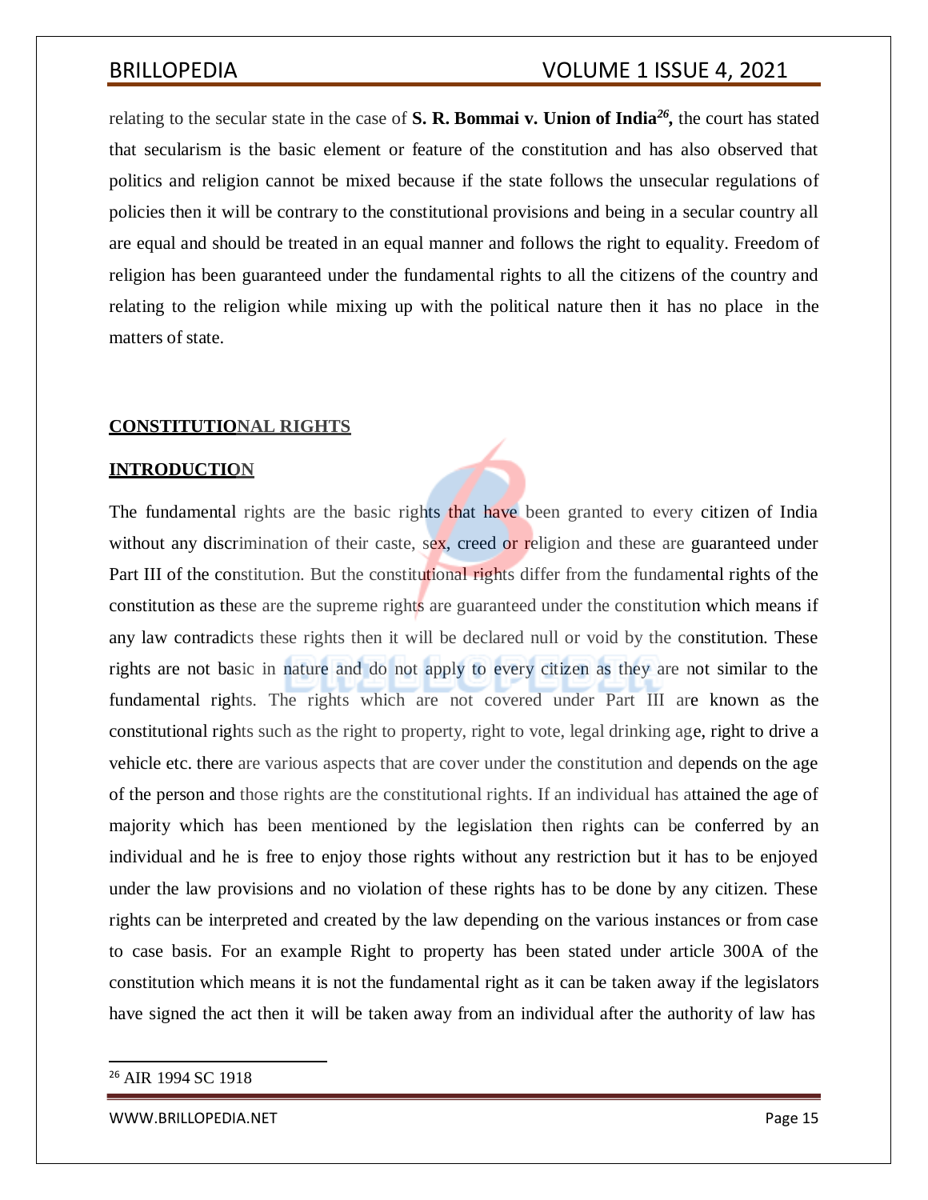relating to the secular state in the case of **S. R. Bommai v. Union of India**[26], the court has stated that secularism is the basic element or feature of the constitution and has also observed that politics and religion cannot be mixed because if the state follows the unsecular regulations of policies then it will be contrary to the constitutional provisions and being in a secular country all are equal and should be treated in an equal manner and follows the right to equality. Freedom of religion has been guaranteed under the fundamental rights to all the citizens of the country and relating to the religion while mixing up with the political nature then it has no place in the matters of state.

## CONSTITUTIONAL RIGHTS

### INTRODUCTION

The fundamental rights are the basic rights that have been granted to every citizen of India without any discrimination of their caste, sex, creed or religion and these are guaranteed under Part III of the constitution. But the constitutional rights differ from the fundamental rights of the constitution as these are the supreme rights are guaranteed under the constitution which means if any law contradicts these rights then it will be declared null or void by the constitution. These rights are not basic in nature and do not apply to every citizen as they are not similar to the fundamental rights. The rights which are not covered under Part III are known as the constitutional rights such as the right to property, right to vote, legal drinking age, right to drive a vehicle etc. there are various aspects that are cover under the constitution and depends on the age of the person and those rights are the constitutional rights. If an individual has attained the age of majority which has been mentioned by the legislation then rights can be conferred by an individual and he is free to enjoy those rights without any restriction but it has to be enjoyed under the law provisions and no violation of these rights has to be done by any citizen. These rights can be interpreted and created by the law depending on the various instances or from case to case basis. For an example Right to property has been stated under article 300A of the constitution which means it is not the fundamental right as it can be taken away if the legislators have signed the act then it will be taken away from an individual after the authority of law has

---

[26] AIR 1994 SC 1918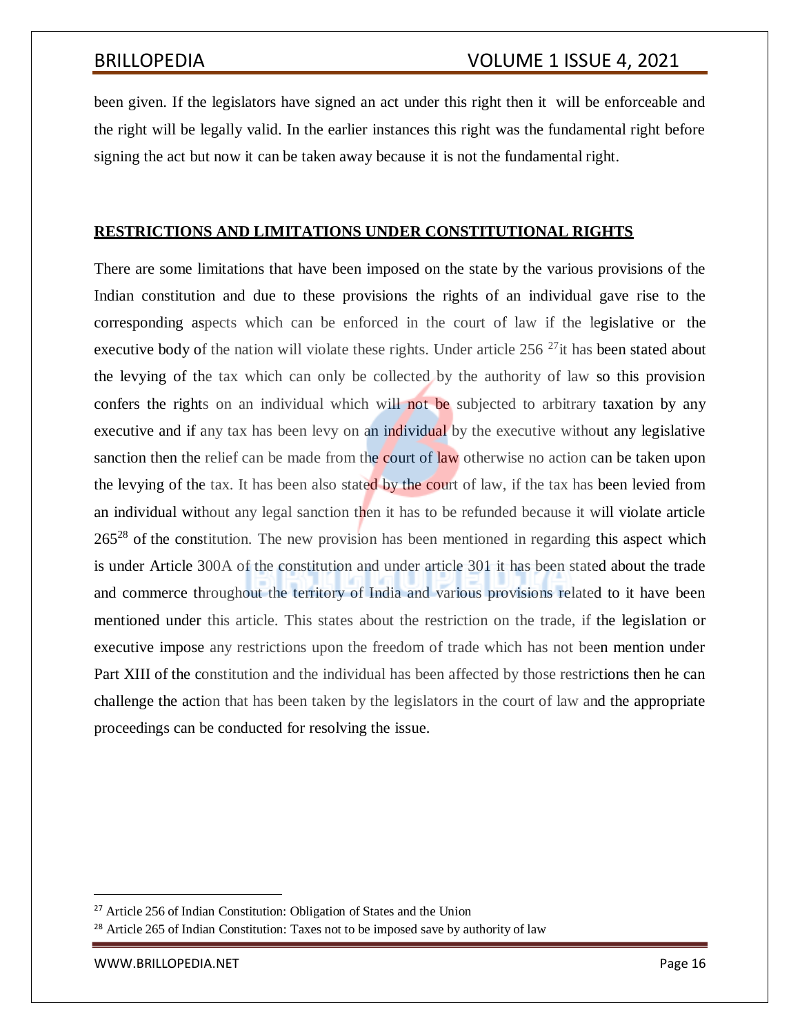been given. If the legislators have signed an act under this right then it will be enforceable and the right will be legally valid. In the earlier instances this right was the fundamental right before signing the act but now it can be taken away because it is not the fundamental right.

**RESTRICTIONS AND LIMITATIONS UNDER CONSTITUTIONAL RIGHTS**

There are some limitations that have been imposed on the state by the various provisions of the Indian constitution and due to these provisions the rights of an individual gave rise to the corresponding aspects which can be enforced in the court of law if the legislative or the executive body of the nation will violate these rights. Under article 256 [27]it has been stated about the levying of the tax which can only be collected by the authority of law so this provision confers the rights on an individual which will not be subjected to arbitrary taxation by any executive and if any tax has been levy on an individual by the executive without any legislative sanction then the relief can be made from the court of law otherwise no action can be taken upon the levying of the tax. It has been also stated by the court of law, if the tax has been levied from an individual without any legal sanction then it has to be refunded because it will violate article 265[28] of the constitution. The new provision has been mentioned in regarding this aspect which is under Article 300A of the constitution and under article 301 it has been stated about the trade and commerce throughout the territory of India and various provisions related to it have been mentioned under this article. This states about the restriction on the trade, if the legislation or executive impose any restrictions upon the freedom of trade which has not been mention under Part XIII of the constitution and the individual has been affected by those restrictions then he can challenge the action that has been taken by the legislators in the court of law and the appropriate proceedings can be conducted for resolving the issue.

---

[27] Article 256 of Indian Constitution: Obligation of States and the Union

[28] Article 265 of Indian Constitution: Taxes not to be imposed save by authority of law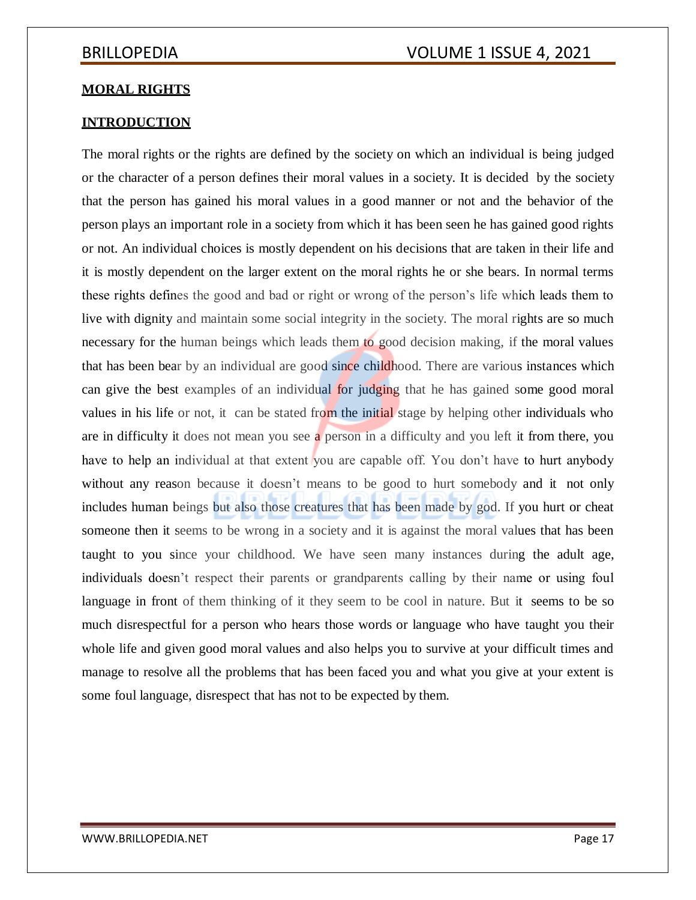**MORAL RIGHTS**

**INTRODUCTION**

The moral rights or the rights are defined by the society on which an individual is being judged or the character of a person defines their moral values in a society. It is decided by the society that the person has gained his moral values in a good manner or not and the behavior of the person plays an important role in a society from which it has been seen he has gained good rights or not. An individual choices is mostly dependent on his decisions that are taken in their life and it is mostly dependent on the larger extent on the moral rights he or she bears. In normal terms these rights defines the good and bad or right or wrong of the person's life which leads them to live with dignity and maintain some social integrity in the society. The moral rights are so much necessary for the human beings which leads them to good decision making, if the moral values that has been bear by an individual are good since childhood. There are various instances which can give the best examples of an individual for judging that he has gained some good moral values in his life or not, it can be stated from the initial stage by helping other individuals who are in difficulty it does not mean you see a person in a difficulty and you left it from there, you have to help an individual at that extent you are capable off. You don't have to hurt anybody without any reason because it doesn't means to be good to hurt somebody and it not only includes human beings but also those creatures that has been made by god. If you hurt or cheat someone then it seems to be wrong in a society and it is against the moral values that has been taught to you since your childhood. We have seen many instances during the adult age, individuals doesn't respect their parents or grandparents calling by their name or using foul language in front of them thinking of it they seem to be cool in nature. But it seems to be so much disrespectful for a person who hears those words or language who have taught you their whole life and given good moral values and also helps you to survive at your difficult times and manage to resolve all the problems that has been faced you and what you give at your extent is some foul language, disrespect that has not to be expected by them.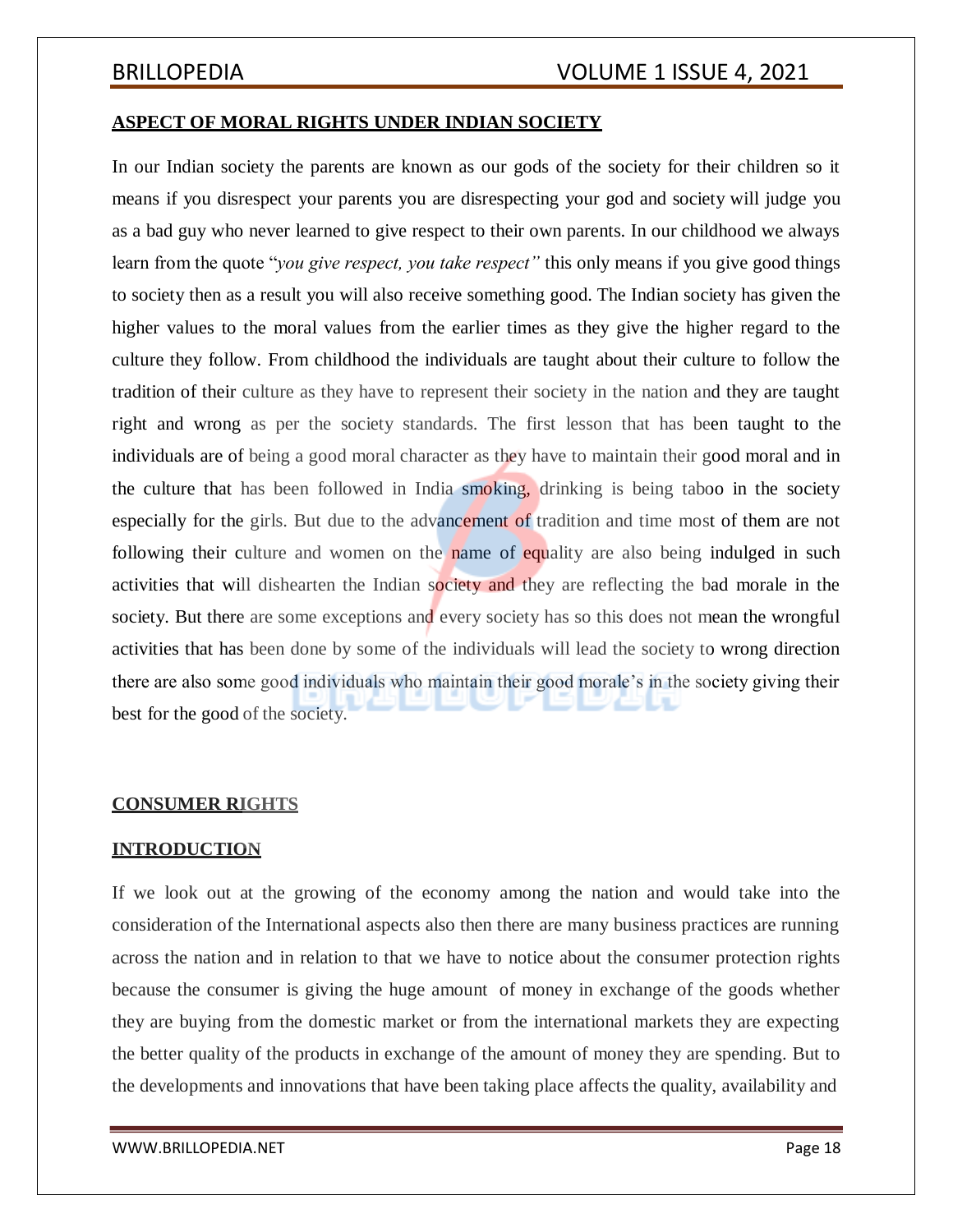**ASPECT OF MORAL RIGHTS UNDER INDIAN SOCIETY**

In our Indian society the parents are known as our gods of the society for their children so it means if you disrespect your parents you are disrespecting your god and society will judge you as a bad guy who never learned to give respect to their own parents. In our childhood we always learn from the quote "*you give respect, you take respect"* this only means if you give good things to society then as a result you will also receive something good. The Indian society has given the higher values to the moral values from the earlier times as they give the higher regard to the culture they follow. From childhood the individuals are taught about their culture to follow the tradition of their culture as they have to represent their society in the nation and they are taught right and wrong as per the society standards. The first lesson that has been taught to the individuals are of being a good moral character as they have to maintain their good moral and in the culture that has been followed in India smoking, drinking is being taboo in the society especially for the girls. But due to the advancement of tradition and time most of them are not following their culture and women on the name of equality are also being indulged in such activities that will dishearten the Indian society and they are reflecting the bad morale in the society. But there are some exceptions and every society has so this does not mean the wrongful activities that has been done by some of the individuals will lead the society to wrong direction there are also some good individuals who maintain their good morale's in the society giving their best for the good of the society.

**CONSUMER RIGHTS**

**INTRODUCTION**

If we look out at the growing of the economy among the nation and would take into the consideration of the International aspects also then there are many business practices are running across the nation and in relation to that we have to notice about the consumer protection rights because the consumer is giving the huge amount of money in exchange of the goods whether they are buying from the domestic market or from the international markets they are expecting the better quality of the products in exchange of the amount of money they are spending. But to the developments and innovations that have been taking place affects the quality, availability and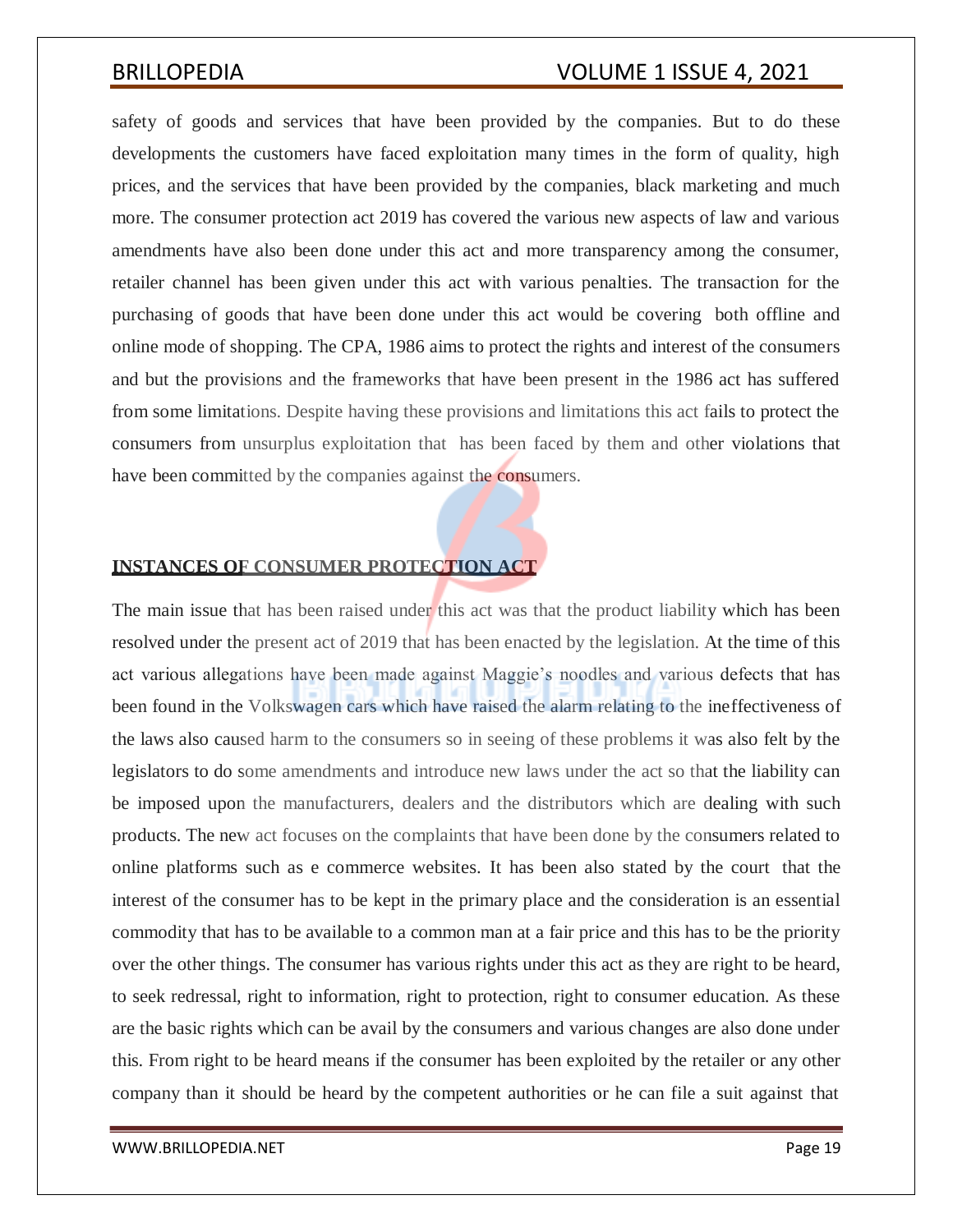safety of goods and services that have been provided by the companies. But to do these developments the customers have faced exploitation many times in the form of quality, high prices, and the services that have been provided by the companies, black marketing and much more. The consumer protection act 2019 has covered the various new aspects of law and various amendments have also been done under this act and more transparency among the consumer, retailer channel has been given under this act with various penalties. The transaction for the purchasing of goods that have been done under this act would be covering both offline and online mode of shopping. The CPA, 1986 aims to protect the rights and interest of the consumers and but the provisions and the frameworks that have been present in the 1986 act has suffered from some limitations. Despite having these provisions and limitations this act fails to protect the consumers from unsurplus exploitation that has been faced by them and other violations that have been committed by the companies against the consumers.

## INSTANCES OF CONSUMER PROTECTION ACT

The main issue that has been raised under this act was that the product liability which has been resolved under the present act of 2019 that has been enacted by the legislation. At the time of this act various allegations have been made against Maggie's noodles and various defects that has been found in the Volkswagen cars which have raised the alarm relating to the ineffectiveness of the laws also caused harm to the consumers so in seeing of these problems it was also felt by the legislators to do some amendments and introduce new laws under the act so that the liability can be imposed upon the manufacturers, dealers and the distributors which are dealing with such products. The new act focuses on the complaints that have been done by the consumers related to online platforms such as e commerce websites. It has been also stated by the court that the interest of the consumer has to be kept in the primary place and the consideration is an essential commodity that has to be available to a common man at a fair price and this has to be the priority over the other things. The consumer has various rights under this act as they are right to be heard, to seek redressal, right to information, right to protection, right to consumer education. As these are the basic rights which can be avail by the consumers and various changes are also done under this. From right to be heard means if the consumer has been exploited by the retailer or any other company than it should be heard by the competent authorities or he can file a suit against that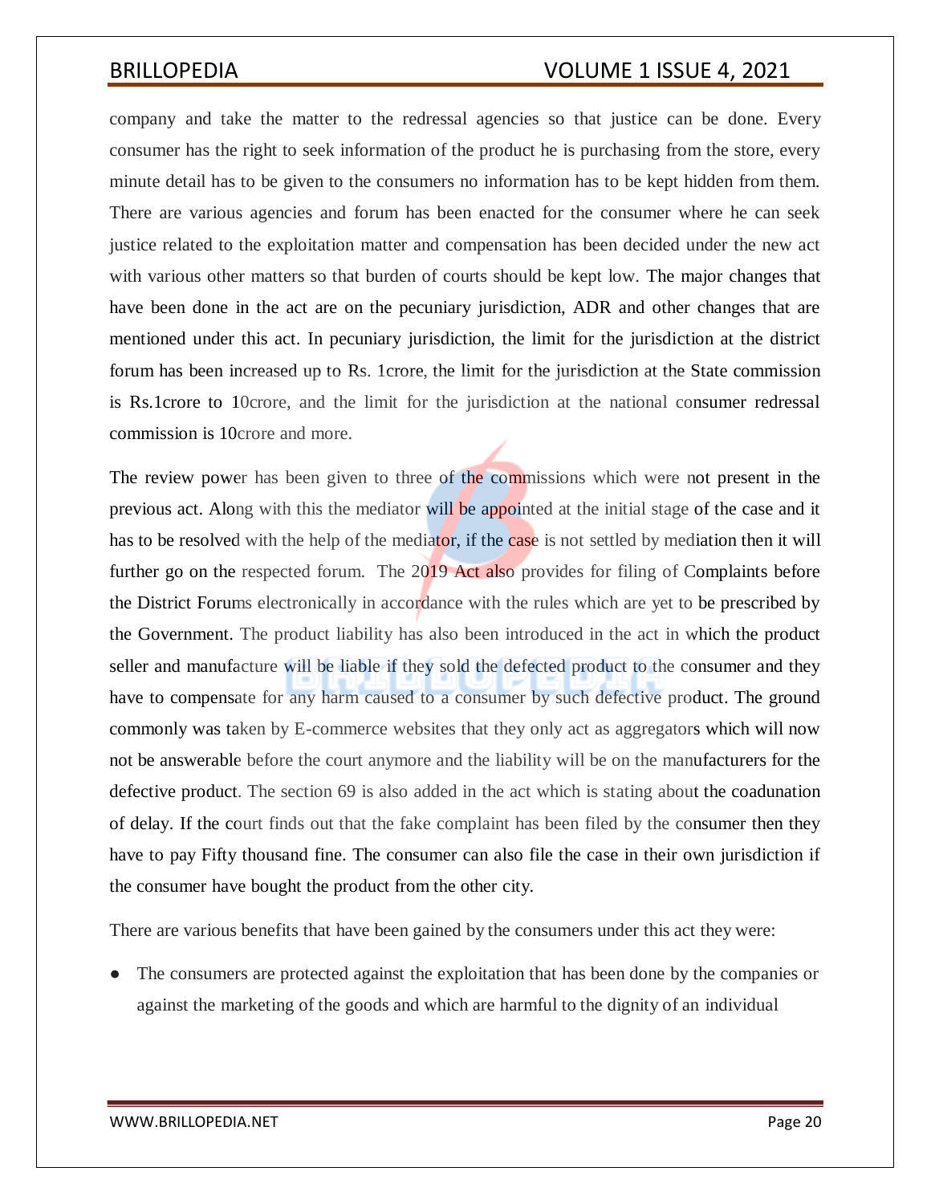company and take the matter to the redressal agencies so that justice can be done. Every consumer has the right to seek information of the product he is purchasing from the store, every minute detail has to be given to the consumers no information has to be kept hidden from them. There are various agencies and forum has been enacted for the consumer where he can seek justice related to the exploitation matter and compensation has been decided under the new act with various other matters so that burden of courts should be kept low. The major changes that have been done in the act are on the pecuniary jurisdiction, ADR and other changes that are mentioned under this act. In pecuniary jurisdiction, the limit for the jurisdiction at the district forum has been increased up to Rs. 1crore, the limit for the jurisdiction at the State commission is Rs.1crore to 10crore, and the limit for the jurisdiction at the national consumer redressal commission is 10crore and more.

The review power has been given to three of the commissions which were not present in the previous act. Along with this the mediator will be appointed at the initial stage of the case and it has to be resolved with the help of the mediator, if the case is not settled by mediation then it will further go on the respected forum. The 2019 Act also provides for filing of Complaints before the District Forums electronically in accordance with the rules which are yet to be prescribed by the Government. The product liability has also been introduced in the act in which the product seller and manufacture will be liable if they sold the defected product to the consumer and they have to compensate for any harm caused to a consumer by such defective product. The ground commonly was taken by E-commerce websites that they only act as aggregators which will now not be answerable before the court anymore and the liability will be on the manufacturers for the defective product. The section 69 is also added in the act which is stating about the coadunation of delay. If the court finds out that the fake complaint has been filed by the consumer then they have to pay Fifty thousand fine. The consumer can also file the case in their own jurisdiction if the consumer have bought the product from the other city.

There are various benefits that have been gained by the consumers under this act they were:

- The consumers are protected against the exploitation that has been done by the companies or against the marketing of the goods and which are harmful to the dignity of an individual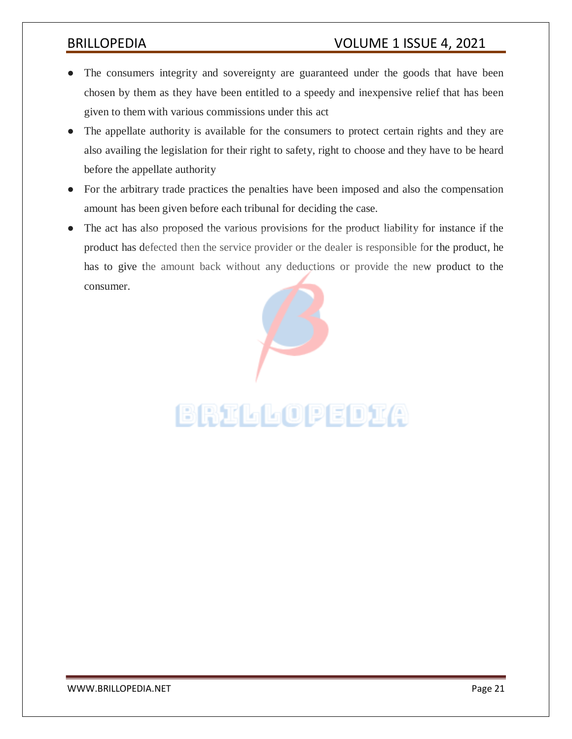- The consumers integrity and sovereignty are guaranteed under the goods that have been chosen by them as they have been entitled to a speedy and inexpensive relief that has been given to them with various commissions under this act
- The appellate authority is available for the consumers to protect certain rights and they are also availing the legislation for their right to safety, right to choose and they have to be heard before the appellate authority
- For the arbitrary trade practices the penalties have been imposed and also the compensation amount has been given before each tribunal for deciding the case.
- The act has also proposed the various provisions for the product liability for instance if the product has defected then the service provider or the dealer is responsible for the product, he has to give the amount back without any deductions or provide the new product to the consumer.